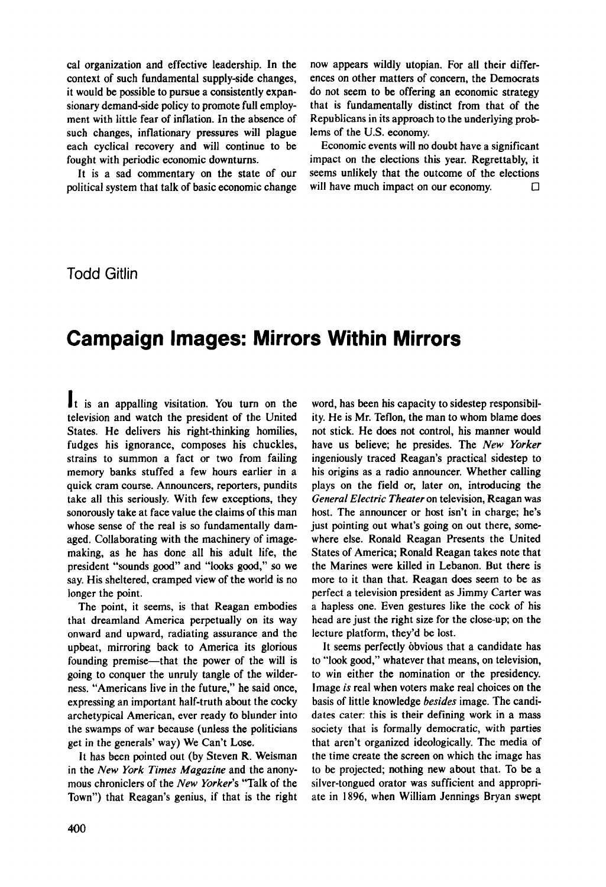cal organization and effective leadership. In the context of such fundamental supply-side changes, it would be possible to pursue a consistently expansionary demand-side policy to promote full employment with little fear of inflation. In the absence of such changes, inflationary pressures will plague each cyclical recovery and will continue to be fought with periodic economic downturns.

It is a sad commentary on the state of our political system that talk of basic economic change now appears wildly utopian. For all their differences on other matters of concern, the Democrats do not seem to be offering an economic strategy that is fundamentally distinct from that of the Republicans in its approach to the underlying problems of the U.S. economy.

Economic events will no doubt have a significant impact on the elections this year. Regrettably, it seems unlikely that the outcome of the elections will have much impact on our economy. □

Todd Gitlin

# Campaign Images: Mirrors Within Mirrors

It is an appalling visitation. You turn on the television and watch the president of the United States. He delivers his right-thinking homilies, fudges his ignorance, composes his chuckles, strains to summon a fact or two from failing memory banks stuffed a few hours earlier in a quick cram course. Announcers, reporters, pundits take all this seriously. With few exceptions, they sonorously take at face value the claims of this man whose sense of the real is so fundamentally damaged. Collaborating with the machinery of image-making, as he has done all his adult life, the president "sounds good" and "looks good," so we say. His sheltered, cramped view of the world is no longer the point.

The point, it seems, is that Reagan embodies that dreamland America perpetually on its way onward and upward, radiating assurance and the upbeat, mirroring back to America its glorious founding premise—that the power of the will is going to conquer the unruly tangle of the wilderness. "Americans live in the future," he said once, expressing an important half-truth about the cocky archetypical American, ever ready to blunder into the swamps of war because (unless the politicians get in the generals' way) We Can't Lose.

It has been pointed out (by Steven R. Weisman in the *New York Times Magazine* and the anonymous chroniclers of the *New Yorker*'s "Talk of the Town") that Reagan's genius, if that is the right word, has been his capacity to sidestep responsibility. He is Mr. Teflon, the man to whom blame does not stick. He does not control, his manner would have us believe; he presides. The *New Yorker* ingeniously traced Reagan's practical sidestep to his origins as a radio announcer. Whether calling plays on the field or, later on, introducing the *General Electric Theater* on television, Reagan was host. The announcer or host isn't in charge; he's just pointing out what's going on out there, somewhere else. Ronald Reagan Presents the United States of America; Ronald Reagan takes note that the Marines were killed in Lebanon. But there is more to it than that. Reagan does seem to be as perfect a television president as Jimmy Carter was a hapless one. Even gestures like the cock of his head are just the right size for the close-up; on the lecture platform, they'd be lost.

It seems perfectly obvious that a candidate has to "look good," whatever that means, on television, to win either the nomination or the presidency. Image *is* real when voters make real choices on the basis of little knowledge *besides* image. The candidates cater: this is their defining work in a mass society that is formally democratic, with parties that aren't organized ideologically. The media of the time create the screen on which the image has to be projected; nothing new about that. To be a silver-tongued orator was sufficient and appropriate in 1896, when William Jennings Bryan swept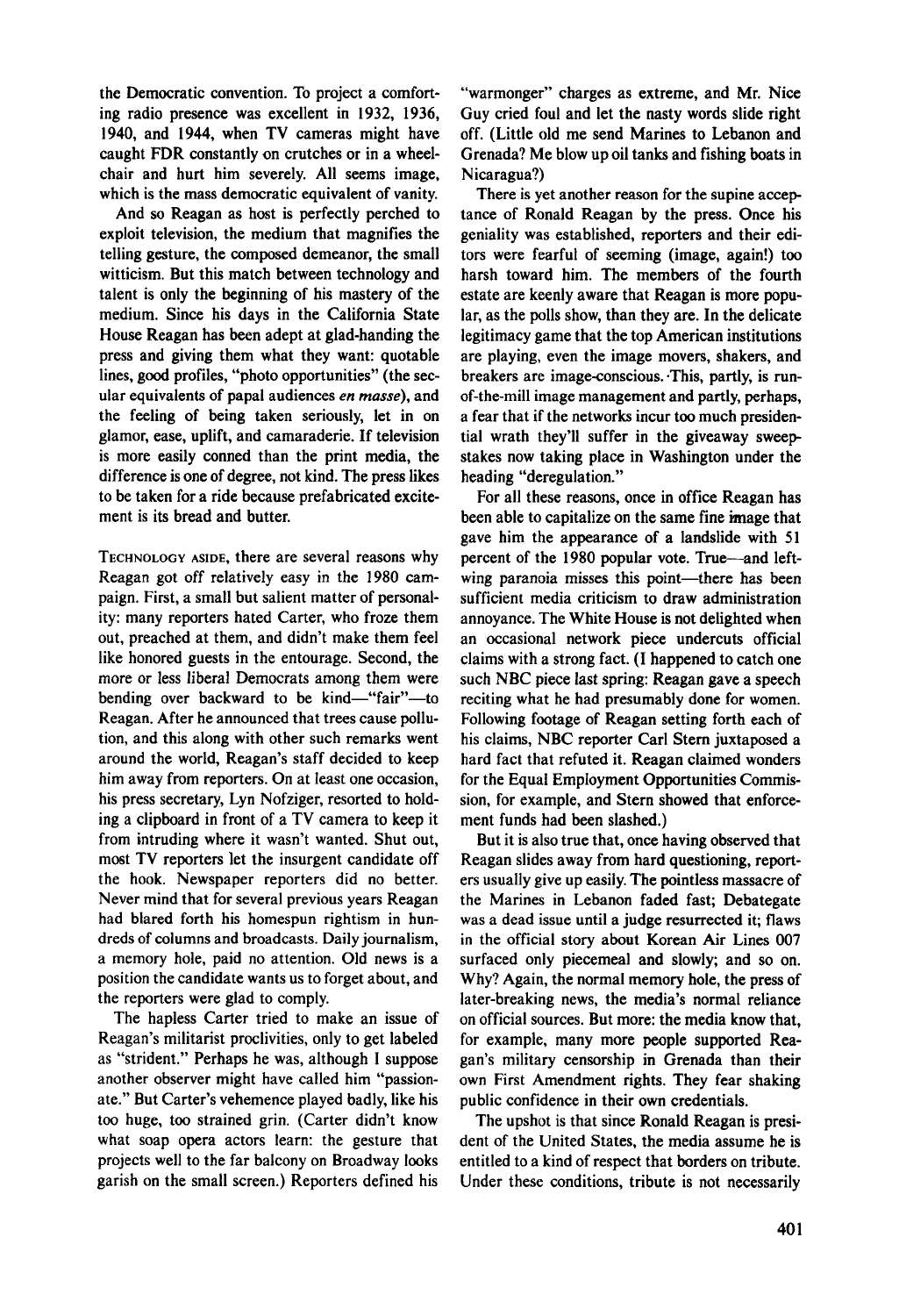the Democratic convention. To project a comforting radio presence was excellent in 1932, 1936, 1940, and 1944, when TV cameras might have caught FDR constantly on crutches or in a wheelchair and hurt him severely. All seems image, which is the mass democratic equivalent of vanity.

And so Reagan as host is perfectly perched to exploit television, the medium that magnifies the telling gesture, the composed demeanor, the small witticism. But this match between technology and talent is only the beginning of his mastery of the medium. Since his days in the California State House Reagan has been adept at glad-handing the press and giving them what they want: quotable lines, good profiles, "photo opportunities" (the secular equivalents of papal audiences *en masse*), and the feeling of being taken seriously, let in on glamor, ease, uplift, and camaraderie. If television is more easily conned than the print media, the difference is one of degree, not kind. The press likes to be taken for a ride because prefabricated excitement is its bread and butter.

TECHNOLOGY ASIDE, there are several reasons why Reagan got off relatively easy in the 1980 campaign. First, a small but salient matter of personality: many reporters hated Carter, who froze them out, preached at them, and didn't make them feel like honored guests in the entourage. Second, the more or less liberal Democrats among them were bending over backward to be kind—"fair"—to Reagan. After he announced that trees cause pollution, and this along with other such remarks went around the world, Reagan's staff decided to keep him away from reporters. On at least one occasion, his press secretary, Lyn Nofziger, resorted to holding a clipboard in front of a TV camera to keep it from intruding where it wasn't wanted. Shut out, most TV reporters let the insurgent candidate off the hook. Newspaper reporters did no better. Never mind that for several previous years Reagan had blared forth his homespun rightism in hundreds of columns and broadcasts. Daily journalism, a memory hole, paid no attention. Old news is a position the candidate wants us to forget about, and the reporters were glad to comply.

The hapless Carter tried to make an issue of Reagan's militarist proclivities, only to get labeled as "strident." Perhaps he was, although I suppose another observer might have called him "passionate." But Carter's vehemence played badly, like his too huge, too strained grin. (Carter didn't know what soap opera actors learn: the gesture that projects well to the far balcony on Broadway looks garish on the small screen.) Reporters defined his "warmonger" charges as extreme, and Mr. Nice Guy cried foul and let the nasty words slide right off. (Little old me send Marines to Lebanon and Grenada? Me blow up oil tanks and fishing boats in Nicaragua?)

There is yet another reason for the supine acceptance of Ronald Reagan by the press. Once his geniality was established, reporters and their editors were fearful of seeming (image, again!) too harsh toward him. The members of the fourth estate are keenly aware that Reagan is more popular, as the polls show, than they are. In the delicate legitimacy game that the top American institutions are playing, even the image movers, shakers, and breakers are image-conscious. This, partly, is run-of-the-mill image management and partly, perhaps, a fear that if the networks incur too much presidential wrath they'll suffer in the giveaway sweepstakes now taking place in Washington under the heading "deregulation."

For all these reasons, once in office Reagan has been able to capitalize on the same fine image that gave him the appearance of a landslide with 51 percent of the 1980 popular vote. True—and left-wing paranoia misses this point—there has been sufficient media criticism to draw administration annoyance. The White House is not delighted when an occasional network piece undercuts official claims with a strong fact. (I happened to catch one such NBC piece last spring: Reagan gave a speech reciting what he had presumably done for women. Following footage of Reagan setting forth each of his claims, NBC reporter Carl Stern juxtaposed a hard fact that refuted it. Reagan claimed wonders for the Equal Employment Opportunities Commission, for example, and Stern showed that enforcement funds had been slashed.)

But it is also true that, once having observed that Reagan slides away from hard questioning, reporters usually give up easily. The pointless massacre of the Marines in Lebanon faded fast; Debategate was a dead issue until a judge resurrected it; flaws in the official story about Korean Air Lines 007 surfaced only piecemeal and slowly; and so on. Why? Again, the normal memory hole, the press of later-breaking news, the media's normal reliance on official sources. But more: the media know that, for example, many more people supported Reagan's military censorship in Grenada than their own First Amendment rights. They fear shaking public confidence in their own credentials.

The upshot is that since Ronald Reagan is president of the United States, the media assume he is entitled to a kind of respect that borders on tribute. Under these conditions, tribute is not necessarily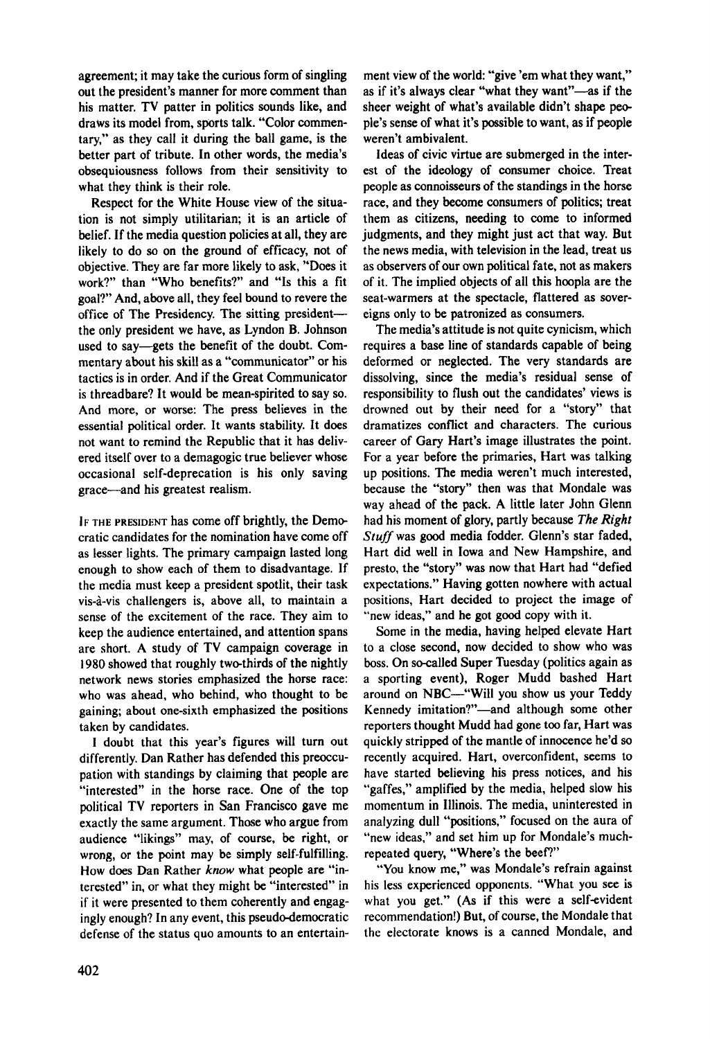agreement; it may take the curious form of singling out the president's manner for more comment than his matter. TV patter in politics sounds like, and draws its model from, sports talk. "Color commentary," as they call it during the ball game, is the better part of tribute. In other words, the media's obsequiousness follows from their sensitivity to what they think is their role.

Respect for the White House view of the situation is not simply utilitarian; it is an article of belief. If the media question policies at all, they are likely to do so on the ground of efficacy, not of objective. They are far more likely to ask, "Does it work?" than "Who benefits?" and "Is this a fit goal?" And, above all, they feel bound to revere the office of The Presidency. The sitting president—the only president we have, as Lyndon B. Johnson used to say—gets the benefit of the doubt. Commentary about his skill as a "communicator" or his tactics is in order. And if the Great Communicator is threadbare? It would be mean-spirited to say so. And more, or worse: The press believes in the essential political order. It wants stability. It does not want to remind the Republic that it has delivered itself over to a demagogic true believer whose occasional self-deprecation is his only saving grace—and his greatest realism.

IF THE PRESIDENT has come off brightly, the Democratic candidates for the nomination have come off as lesser lights. The primary campaign lasted long enough to show each of them to disadvantage. If the media must keep a president spotlit, their task vis-à-vis challengers is, above all, to maintain a sense of the excitement of the race. They aim to keep the audience entertained, and attention spans are short. A study of TV campaign coverage in 1980 showed that roughly two-thirds of the nightly network news stories emphasized the horse race: who was ahead, who behind, who thought to be gaining; about one-sixth emphasized the positions taken by candidates.

I doubt that this year's figures will turn out differently. Dan Rather has defended this preoccupation with standings by claiming that people are "interested" in the horse race. One of the top political TV reporters in San Francisco gave me exactly the same argument. Those who argue from audience "likings" may, of course, be right, or wrong, or the point may be simply self-fulfilling. How does Dan Rather *know* what people are "interested" in, or what they might be "interested" in if it were presented to them coherently and engagingly enough? In any event, this pseudo-democratic defense of the status quo amounts to an entertainment view of the world: "give 'em what they want," as if it's always clear "what they want"—as if the sheer weight of what's available didn't shape people's sense of what it's possible to want, as if people weren't ambivalent.

Ideas of civic virtue are submerged in the interest of the ideology of consumer choice. Treat people as connoisseurs of the standings in the horse race, and they become consumers of politics; treat them as citizens, needing to come to informed judgments, and they might just act that way. But the news media, with television in the lead, treat us as observers of our own political fate, not as makers of it. The implied objects of all this hoopla are the seat-warmers at the spectacle, flattered as sovereigns only to be patronized as consumers.

The media's attitude is not quite cynicism, which requires a base line of standards capable of being deformed or neglected. The very standards are dissolving, since the media's residual sense of responsibility to flush out the candidates' views is drowned out by their need for a "story" that dramatizes conflict and characters. The curious career of Gary Hart's image illustrates the point. For a year before the primaries, Hart was talking up positions. The media weren't much interested, because the "story" then was that Mondale was way ahead of the pack. A little later John Glenn had his moment of glory, partly because *The Right Stuff* was good media fodder. Glenn's star faded, Hart did well in Iowa and New Hampshire, and presto, the "story" was now that Hart had "defied expectations." Having gotten nowhere with actual positions, Hart decided to project the image of "new ideas," and he got good copy with it.

Some in the media, having helped elevate Hart to a close second, now decided to show who was boss. On so-called Super Tuesday (politics again as a sporting event), Roger Mudd bashed Hart around on NBC—"Will you show us your Teddy Kennedy imitation?"—and although some other reporters thought Mudd had gone too far, Hart was quickly stripped of the mantle of innocence he'd so recently acquired. Hart, overconfident, seems to have started believing his press notices, and his "gaffes," amplified by the media, helped slow his momentum in Illinois. The media, uninterested in analyzing dull "positions," focused on the aura of "new ideas," and set him up for Mondale's much-repeated query, "Where's the beef?"

"You know me," was Mondale's refrain against his less experienced opponents. "What you see is what you get." (As if this were a self-evident recommendation!) But, of course, the Mondale that the electorate knows is a canned Mondale, and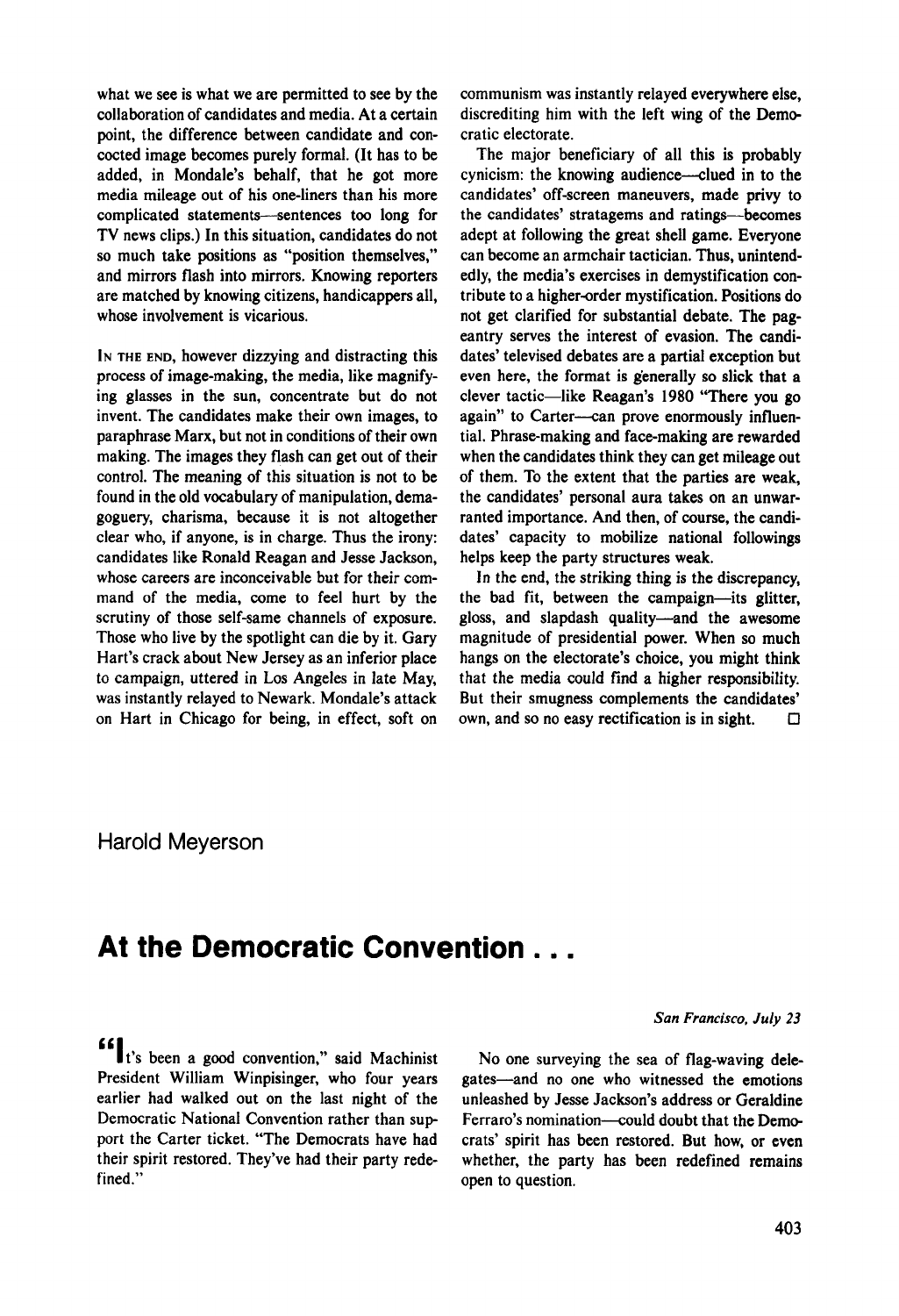what we see is what we are permitted to see by the collaboration of candidates and media. At a certain point, the difference between candidate and concocted image becomes purely formal. (It has to be added, in Mondale's behalf, that he got more media mileage out of his one-liners than his more complicated statements—sentences too long for TV news clips.) In this situation, candidates do not so much take positions as "position themselves," and mirrors flash into mirrors. Knowing reporters are matched by knowing citizens, handicappers all, whose involvement is vicarious.

In the end, however dizzying and distracting this process of image-making, the media, like magnifying glasses in the sun, concentrate but do not invent. The candidates make their own images, to paraphrase Marx, but not in conditions of their own making. The images they flash can get out of their control. The meaning of this situation is not to be found in the old vocabulary of manipulation, demagoguery, charisma, because it is not altogether clear who, if anyone, is in charge. Thus the irony: candidates like Ronald Reagan and Jesse Jackson, whose careers are inconceivable but for their command of the media, come to feel hurt by the scrutiny of those self-same channels of exposure. Those who live by the spotlight can die by it. Gary Hart's crack about New Jersey as an inferior place to campaign, uttered in Los Angeles in late May, was instantly relayed to Newark. Mondale's attack on Hart in Chicago for being, in effect, soft on communism was instantly relayed everywhere else, discrediting him with the left wing of the Democratic electorate.

The major beneficiary of all this is probably cynicism: the knowing audience—clued in to the candidates' off-screen maneuvers, made privy to the candidates' stratagems and ratings—becomes adept at following the great shell game. Everyone can become an armchair tactician. Thus, unintendedly, the media's exercises in demystification contribute to a higher-order mystification. Positions do not get clarified for substantial debate. The pageantry serves the interest of evasion. The candidates' televised debates are a partial exception but even here, the format is generally so slick that a clever tactic—like Reagan's 1980 "There you go again" to Carter—can prove enormously influential. Phrase-making and face-making are rewarded when the candidates think they can get mileage out of them. To the extent that the parties are weak, the candidates' personal aura takes on an unwarranted importance. And then, of course, the candidates' capacity to mobilize national followings helps keep the party structures weak.

In the end, the striking thing is the discrepancy, the bad fit, between the campaign—its glitter, gloss, and slapdash quality—and the awesome magnitude of presidential power. When so much hangs on the electorate's choice, you might think that the media could find a higher responsibility. But their smugness complements the candidates' own, and so no easy rectification is in sight. □

Harold Meyerson

# At the Democratic Convention . . .

*San Francisco, July 23*

"It's been a good convention," said Machinist President William Winpisinger, who four years earlier had walked out on the last night of the Democratic National Convention rather than support the Carter ticket. "The Democrats have had their spirit restored. They've had their party redefined."

No one surveying the sea of flag-waving delegates—and no one who witnessed the emotions unleashed by Jesse Jackson's address or Geraldine Ferraro's nomination—could doubt that the Democrats' spirit has been restored. But how, or even whether, the party has been redefined remains open to question.